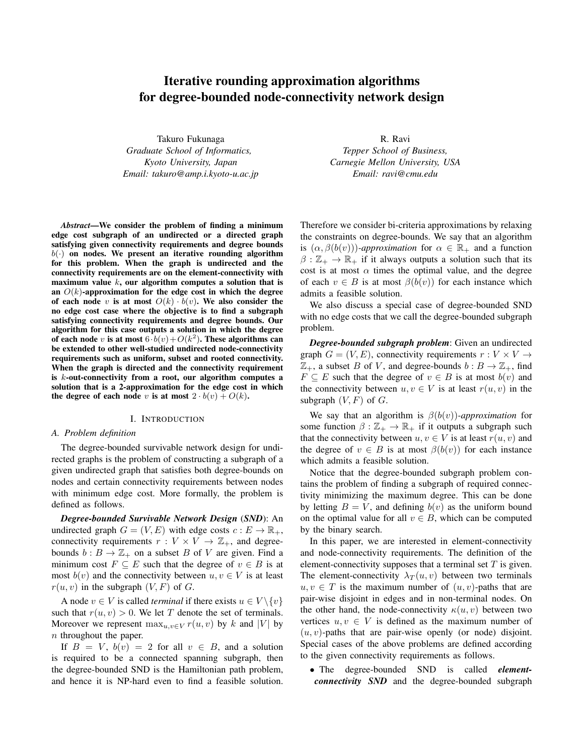# Iterative rounding approximation algorithms for degree-bounded node-connectivity network design

Takuro Fukunaga
*Graduate School of Informatics, Kyoto University, Japan*
*Email: takuro@amp.i.kyoto-u.ac.jp*

R. Ravi
*Tepper School of Business, Carnegie Mellon University, USA*
*Email: ravi@cmu.edu*

***Abstract*—We consider the problem of finding a minimum edge cost subgraph of an undirected or a directed graph satisfying given connectivity requirements and degree bounds $b(\cdot)$ on nodes. We present an iterative rounding algorithm for this problem. When the graph is undirected and the connectivity requirements are on the element-connectivity with maximum value $k$, our algorithm computes a solution that is an $O(k)$-approximation for the edge cost in which the degree of each node $v$ is at most $O(k) \cdot b(v)$. We also consider the no edge cost case where the objective is to find a subgraph satisfying connectivity requirements and degree bounds. Our algorithm for this case outputs a solution in which the degree of each node $v$ is at most $6 \cdot b(v) + O(k^2)$. These algorithms can be extended to other well-studied undirected node-connectivity requirements such as uniform, subset and rooted connectivity. When the graph is directed and the connectivity requirement is $k$-out-connectivity from a root, our algorithm computes a solution that is a 2-approximation for the edge cost in which the degree of each node $v$ is at most $2 \cdot b(v) + O(k)$.**

## I. Introduction

### A. Problem definition

The degree-bounded survivable network design for undirected graphs is the problem of constructing a subgraph of a given undirected graph that satisfies both degree-bounds on nodes and certain connectivity requirements between nodes with minimum edge cost. More formally, the problem is defined as follows.

***Degree-bounded Survivable Network Design (SND)***: An undirected graph $G = (V, E)$ with edge costs $c : E \to \mathbb{R}_+$, connectivity requirements $r : V \times V \to \mathbb{Z}_+$, and degree-bounds $b : B \to \mathbb{Z}_+$ on a subset $B$ of $V$ are given. Find a minimum cost $F \subseteq E$ such that the degree of $v \in B$ is at most $b(v)$ and the connectivity between $u, v \in V$ is at least $r(u, v)$ in the subgraph $(V, F)$ of $G$.

A node $v \in V$ is called *terminal* if there exists $u \in V \setminus \{v\}$ such that $r(u, v) > 0$. We let $T$ denote the set of terminals. Moreover we represent $\max_{u,v \in V} r(u, v)$ by $k$ and $|V|$ by $n$ throughout the paper.

If $B = V$, $b(v) = 2$ for all $v \in B$, and a solution is required to be a connected spanning subgraph, then the degree-bounded SND is the Hamiltonian path problem, and hence it is NP-hard even to find a feasible solution. Therefore we consider bi-criteria approximations by relaxing the constraints on degree-bounds. We say that an algorithm is $(\alpha, \beta(b(v)))$-*approximation* for $\alpha \in \mathbb{R}_+$ and a function $\beta : \mathbb{Z}_+ \to \mathbb{R}_+$ if it always outputs a solution such that its cost is at most $\alpha$ times the optimal value, and the degree of each $v \in B$ is at most $\beta(b(v))$ for each instance which admits a feasible solution.

We also discuss a special case of degree-bounded SND with no edge costs that we call the degree-bounded subgraph problem.

***Degree-bounded subgraph problem***: Given an undirected graph $G = (V, E)$, connectivity requirements $r : V \times V \to \mathbb{Z}_+$, a subset $B$ of $V$, and degree-bounds $b : B \to \mathbb{Z}_+$, find $F \subseteq E$ such that the degree of $v \in B$ is at most $b(v)$ and the connectivity between $u, v \in V$ is at least $r(u, v)$ in the subgraph $(V, F)$ of $G$.

We say that an algorithm is $\beta(b(v))$-*approximation* for some function $\beta : \mathbb{Z}_+ \to \mathbb{R}_+$ if it outputs a subgraph such that the connectivity between $u, v \in V$ is at least $r(u, v)$ and the degree of $v \in B$ is at most $\beta(b(v))$ for each instance which admits a feasible solution.

Notice that the degree-bounded subgraph problem contains the problem of finding a subgraph of required connectivity minimizing the maximum degree. This can be done by letting $B = V$, and defining $b(v)$ as the uniform bound on the optimal value for all $v \in B$, which can be computed by the binary search.

In this paper, we are interested in element-connectivity and node-connectivity requirements. The definition of the element-connectivity supposes that a terminal set $T$ is given. The element-connectivity $\lambda_T(u, v)$ between two terminals $u, v \in T$ is the maximum number of $(u, v)$-paths that are pair-wise disjoint in edges and in non-terminal nodes. On the other hand, the node-connectivity $\kappa(u, v)$ between two vertices $u, v \in V$ is defined as the maximum number of $(u, v)$-paths that are pair-wise openly (or node) disjoint. Special cases of the above problems are defined according to the given connectivity requirements as follows.

- The degree-bounded SND is called ***element-connectivity SND*** and the degree-bounded subgraph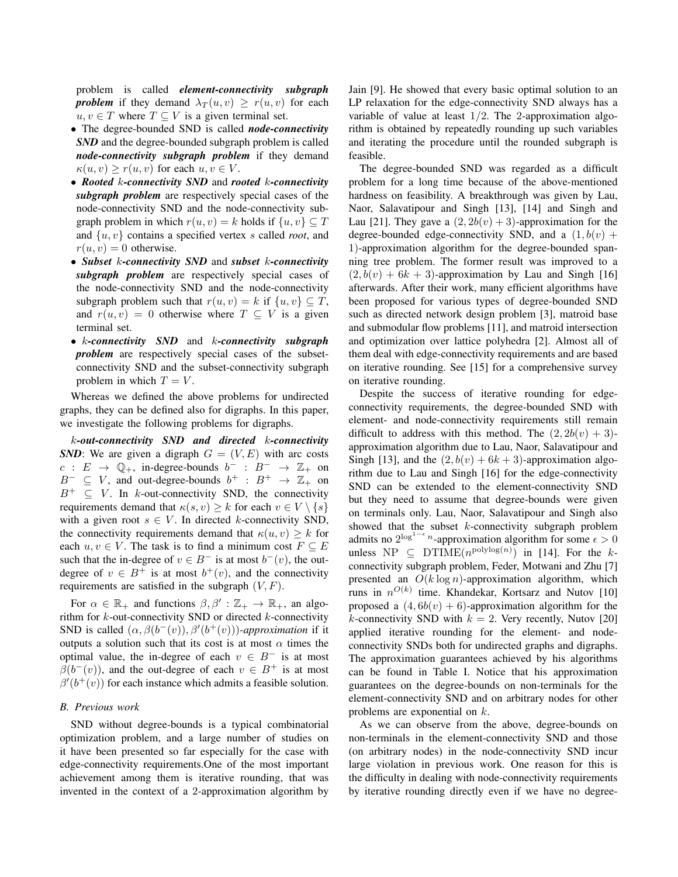problem is called ***element-connectivity subgraph problem*** if they demand $\lambda_T(u,v) \geq r(u,v)$ for each $u,v \in T$ where $T \subseteq V$ is a given terminal set.

- The degree-bounded SND is called ***node-connectivity SND*** and the degree-bounded subgraph problem is called ***node-connectivity subgraph problem*** if they demand $\kappa(u,v) \geq r(u,v)$ for each $u,v \in V$.
- ***Rooted*** $k$***-connectivity SND*** and ***rooted*** $k$***-connectivity subgraph problem*** are respectively special cases of the node-connectivity SND and the node-connectivity subgraph problem in which $r(u,v) = k$ holds if $\{u,v\} \subseteq T$ and $\{u,v\}$ contains a specified vertex $s$ called *root*, and $r(u,v) = 0$ otherwise.
- ***Subset*** $k$***-connectivity SND*** and ***subset*** $k$***-connectivity subgraph problem*** are respectively special cases of the node-connectivity SND and the node-connectivity subgraph problem such that $r(u,v) = k$ if $\{u,v\} \subseteq T$, and $r(u,v) = 0$ otherwise where $T \subseteq V$ is a given terminal set.
- $k$***-connectivity SND*** and $k$***-connectivity subgraph problem*** are respectively special cases of the subset-connectivity SND and the subset-connectivity subgraph problem in which $T = V$.

Whereas we defined the above problems for undirected graphs, they can be defined also for digraphs. In this paper, we investigate the following problems for digraphs.

***$k$-out-connectivity SND and directed $k$-connectivity SND***: We are given a digraph $G = (V,E)$ with arc costs $c : E \to \mathbb{Q}_+$, in-degree-bounds $b^- : B^- \to \mathbb{Z}_+$ on $B^- \subseteq V$, and out-degree-bounds $b^+ : B^+ \to \mathbb{Z}_+$ on $B^+ \subseteq V$. In $k$-out-connectivity SND, the connectivity requirements demand that $\kappa(s,v) \geq k$ for each $v \in V \setminus \{s\}$ with a given root $s \in V$. In directed $k$-connectivity SND, the connectivity requirements demand that $\kappa(u,v) \geq k$ for each $u,v \in V$. The task is to find a minimum cost $F \subseteq E$ such that the in-degree of $v \in B^-$ is at most $b^-(v)$, the out-degree of $v \in B^+$ is at most $b^+(v)$, and the connectivity requirements are satisfied in the subgraph $(V,F)$.

For $\alpha \in \mathbb{R}_+$ and functions $\beta, \beta' : \mathbb{Z}_+ \to \mathbb{R}_+$, an algorithm for $k$-out-connectivity SND or directed $k$-connectivity SND is called $(\alpha, \beta(b^-(v)), \beta'(b^+(v)))$*-approximation* if it outputs a solution such that its cost is at most $\alpha$ times the optimal value, the in-degree of each $v \in B^-$ is at most $\beta(b^-(v))$, and the out-degree of each $v \in B^+$ is at most $\beta'(b^+(v))$ for each instance which admits a feasible solution.

### B. Previous work

SND without degree-bounds is a typical combinatorial optimization problem, and a large number of studies on it have been presented so far especially for the case with edge-connectivity requirements.One of the most important achievement among them is iterative rounding, that was invented in the context of a 2-approximation algorithm by Jain [9]. He showed that every basic optimal solution to an LP relaxation for the edge-connectivity SND always has a variable of value at least $1/2$. The 2-approximation algorithm is obtained by repeatedly rounding up such variables and iterating the procedure until the rounded subgraph is feasible.

The degree-bounded SND was regarded as a difficult problem for a long time because of the above-mentioned hardness on feasibility. A breakthrough was given by Lau, Naor, Salavatipour and Singh [13], [14] and Singh and Lau [21]. They gave a $(2, 2b(v)+3)$-approximation for the degree-bounded edge-connectivity SND, and a $(1, b(v)+1)$-approximation algorithm for the degree-bounded spanning tree problem. The former result was improved to a $(2, b(v)+6k+3)$-approximation by Lau and Singh [16] afterwards. After their work, many efficient algorithms have been proposed for various types of degree-bounded SND such as directed network design problem [3], matroid base and submodular flow problems [11], and matroid intersection and optimization over lattice polyhedra [2]. Almost all of them deal with edge-connectivity requirements and are based on iterative rounding. See [15] for a comprehensive survey on iterative rounding.

Despite the success of iterative rounding for edge-connectivity requirements, the degree-bounded SND with element- and node-connectivity requirements still remain difficult to address with this method. The $(2, 2b(v)+3)$-approximation algorithm due to Lau, Naor, Salavatipour and Singh [13], and the $(2, b(v)+6k+3)$-approximation algorithm due to Lau and Singh [16] for the edge-connectivity SND can be extended to the element-connectivity SND but they need to assume that degree-bounds were given on terminals only. Lau, Naor, Salavatipour and Singh also showed that the subset $k$-connectivity subgraph problem admits no $2^{\log^{1-\epsilon} n}$-approximation algorithm for some $\epsilon > 0$ unless $\mathrm{NP} \subseteq \mathrm{DTIME}(n^{\mathrm{polylog}(n)})$ in [14]. For the $k$-connectivity subgraph problem, Feder, Motwani and Zhu [7] presented an $O(k \log n)$-approximation algorithm, which runs in $n^{O(k)}$ time. Khandekar, Kortsarz and Nutov [10] proposed a $(4, 6b(v)+6)$-approximation algorithm for the $k$-connectivity SND with $k = 2$. Very recently, Nutov [20] applied iterative rounding for the element- and node-connectivity SNDs both for undirected graphs and digraphs. The approximation guarantees achieved by his algorithms can be found in Table I. Notice that his approximation guarantees on the degree-bounds on non-terminals for the element-connectivity SND and on arbitrary nodes for other problems are exponential on $k$.

As we can observe from the above, degree-bounds on non-terminals in the element-connectivity SND and those (on arbitrary nodes) in the node-connectivity SND incur large violation in previous work. One reason for this is the difficulty in dealing with node-connectivity requirements by iterative rounding directly even if we have no degree-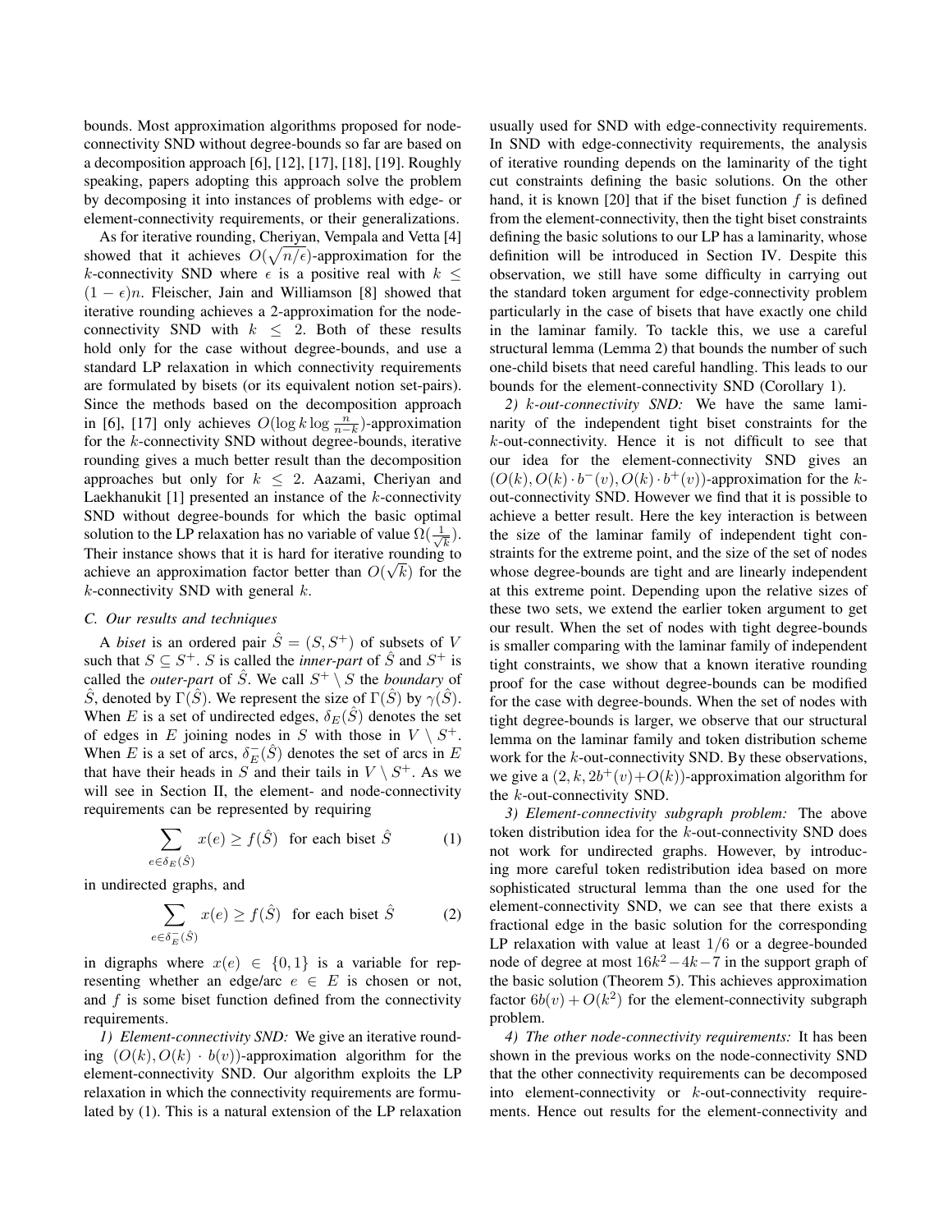bounds. Most approximation algorithms proposed for node-connectivity SND without degree-bounds so far are based on a decomposition approach [6], [12], [17], [18], [19]. Roughly speaking, papers adopting this approach solve the problem by decomposing it into instances of problems with edge- or element-connectivity requirements, or their generalizations.

As for iterative rounding, Cheriyan, Vempala and Vetta [4] showed that it achieves $O(\sqrt{n/\epsilon})$-approximation for the $k$-connectivity SND where $\epsilon$ is a positive real with $k \leq (1-\epsilon)n$. Fleischer, Jain and Williamson [8] showed that iterative rounding achieves a 2-approximation for the node-connectivity SND with $k \leq 2$. Both of these results hold only for the case without degree-bounds, and use a standard LP relaxation in which connectivity requirements are formulated by bisets (or its equivalent notion set-pairs). Since the methods based on the decomposition approach in [6], [17] only achieves $O(\log k \log \frac{n}{n-k})$-approximation for the $k$-connectivity SND without degree-bounds, iterative rounding gives a much better result than the decomposition approaches but only for $k \leq 2$. Aazami, Cheriyan and Laekhanukit [1] presented an instance of the $k$-connectivity SND without degree-bounds for which the basic optimal solution to the LP relaxation has no variable of value $\Omega(\frac{1}{\sqrt{k}})$. Their instance shows that it is hard for iterative rounding to achieve an approximation factor better than $O(\sqrt{k})$ for the $k$-connectivity SND with general $k$.

### C. Our results and techniques

A *biset* is an ordered pair $\hat{S} = (S, S^+)$ of subsets of $V$ such that $S \subseteq S^+$. $S$ is called the *inner-part* of $\hat{S}$ and $S^+$ is called the *outer-part* of $\hat{S}$. We call $S^+ \setminus S$ the *boundary* of $\hat{S}$, denoted by $\Gamma(\hat{S})$. We represent the size of $\Gamma(\hat{S})$ by $\gamma(\hat{S})$. When $E$ is a set of undirected edges, $\delta_E(\hat{S})$ denotes the set of edges in $E$ joining nodes in $S$ with those in $V \setminus S^+$. When $E$ is a set of arcs, $\delta_E^-(\hat{S})$ denotes the set of arcs in $E$ that have their heads in $S$ and their tails in $V \setminus S^+$. As we will see in Section II, the element- and node-connectivity requirements can be represented by requiring

$$\sum_{e \in \delta_E(\hat{S})} x(e) \geq f(\hat{S}) \quad \text{for each biset } \hat{S} \tag{1}$$

in undirected graphs, and

$$\sum_{e \in \delta_E^-(\hat{S})} x(e) \geq f(\hat{S}) \quad \text{for each biset } \hat{S} \tag{2}$$

in digraphs where $x(e) \in \{0,1\}$ is a variable for representing whether an edge/arc $e \in E$ is chosen or not, and $f$ is some biset function defined from the connectivity requirements.

*1) Element-connectivity SND:* We give an iterative rounding $(O(k), O(k) \cdot b(v))$-approximation algorithm for the element-connectivity SND. Our algorithm exploits the LP relaxation in which the connectivity requirements are formulated by (1). This is a natural extension of the LP relaxation usually used for SND with edge-connectivity requirements. In SND with edge-connectivity requirements, the analysis of iterative rounding depends on the laminarity of the tight cut constraints defining the basic solutions. On the other hand, it is known [20] that if the biset function $f$ is defined from the element-connectivity, then the tight biset constraints defining the basic solutions to our LP has a laminarity, whose definition will be introduced in Section IV. Despite this observation, we still have some difficulty in carrying out the standard token argument for edge-connectivity problem particularly in the case of bisets that have exactly one child in the laminar family. To tackle this, we use a careful structural lemma (Lemma 2) that bounds the number of such one-child bisets that need careful handling. This leads to our bounds for the element-connectivity SND (Corollary 1).

*2) $k$-out-connectivity SND:* We have the same laminarity of the independent tight biset constraints for the $k$-out-connectivity. Hence it is not difficult to see that our idea for the element-connectivity SND gives an $(O(k), O(k) \cdot b^-(v), O(k) \cdot b^+(v))$-approximation for the $k$-out-connectivity SND. However we find that it is possible to achieve a better result. Here the key interaction is between the size of the laminar family of independent tight constraints for the extreme point, and the size of the set of nodes whose degree-bounds are tight and are linearly independent at this extreme point. Depending upon the relative sizes of these two sets, we extend the earlier token argument to get our result. When the set of nodes with tight degree-bounds is smaller comparing with the laminar family of independent tight constraints, we show that a known iterative rounding proof for the case without degree-bounds can be modified for the case with degree-bounds. When the set of nodes with tight degree-bounds is larger, we observe that our structural lemma on the laminar family and token distribution scheme work for the $k$-out-connectivity SND. By these observations, we give a $(2, k, 2b^+(v)+O(k))$-approximation algorithm for the $k$-out-connectivity SND.

*3) Element-connectivity subgraph problem:* The above token distribution idea for the $k$-out-connectivity SND does not work for undirected graphs. However, by introducing more careful token redistribution idea based on more sophisticated structural lemma than the one used for the element-connectivity SND, we can see that there exists a fractional edge in the basic solution for the corresponding LP relaxation with value at least $1/6$ or a degree-bounded node of degree at most $16k^2 - 4k - 7$ in the support graph of the basic solution (Theorem 5). This achieves approximation factor $6b(v) + O(k^2)$ for the element-connectivity subgraph problem.

*4) The other node-connectivity requirements:* It has been shown in the previous works on the node-connectivity SND that the other connectivity requirements can be decomposed into element-connectivity or $k$-out-connectivity requirements. Hence out results for the element-connectivity and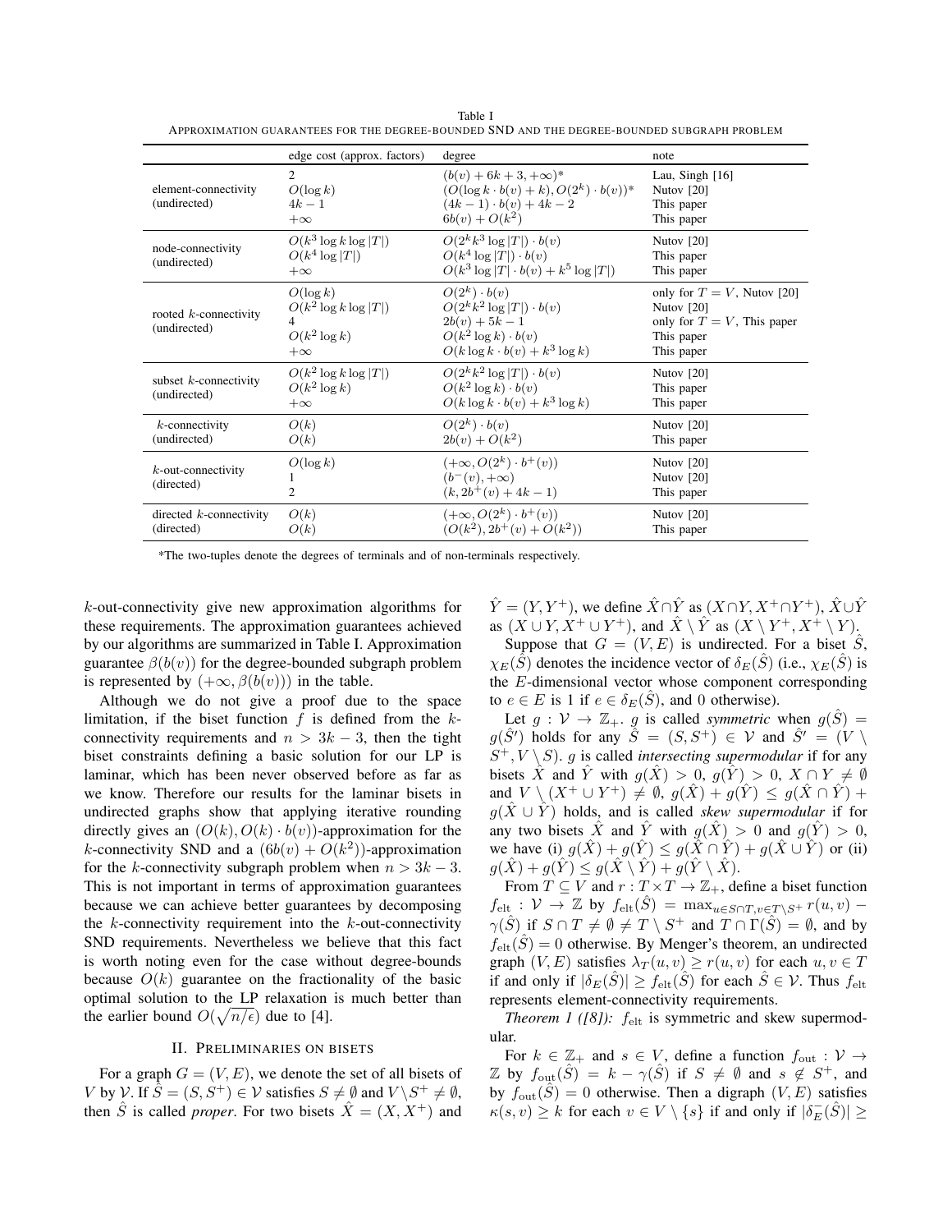Table I

APPROXIMATION GUARANTEES FOR THE DEGREE-BOUNDED SND AND THE DEGREE-BOUNDED SUBGRAPH PROBLEM

| | edge cost (approx. factors) | degree | note |
|---|---|---|---|
| element-connectivity (undirected) | $2$ | $(b(v)+6k+3, +\infty)$* | Lau, Singh [16] |
| | $O(\log k)$ | $(O(\log k \cdot b(v)+k), O(2^k)\cdot b(v))$* | Nutov [20] |
| | $4k-1$ | $(4k-1)\cdot b(v)+4k-2$ | This paper |
| | $+\infty$ | $6b(v)+O(k^2)$ | This paper |
| node-connectivity (undirected) | $O(k^3 \log k \log \lvert T\rvert)$ | $O(2^k k^3 \log \lvert T\rvert)\cdot b(v)$ | Nutov [20] |
| | $O(k^4 \log \lvert T\rvert)$ | $O(k^4 \log \lvert T\rvert)\cdot b(v)$ | This paper |
| | $+\infty$ | $O(k^3 \log \lvert T\rvert \cdot b(v) + k^5 \log \lvert T\rvert)$ | This paper |
| rooted $k$-connectivity (undirected) | $O(\log k)$ | $O(2^k)\cdot b(v)$ | only for $T=V$, Nutov [20] |
| | $O(k^2 \log k \log \lvert T\rvert)$ | $O(2^k k^2 \log \lvert T\rvert)\cdot b(v)$ | Nutov [20] |
| | $4$ | $2b(v)+5k-1$ | only for $T=V$, This paper |
| | $O(k^2 \log k)$ | $O(k^2 \log k)\cdot b(v)$ | This paper |
| | $+\infty$ | $O(k \log k \cdot b(v) + k^3 \log k)$ | This paper |
| subset $k$-connectivity (undirected) | $O(k^2 \log k \log \lvert T\rvert)$ | $O(2^k k^2 \log \lvert T\rvert)\cdot b(v)$ | Nutov [20] |
| | $O(k^2 \log k)$ | $O(k^2 \log k)\cdot b(v)$ | This paper |
| | $+\infty$ | $O(k \log k \cdot b(v) + k^3 \log k)$ | This paper |
| $k$-connectivity (undirected) | $O(k)$ | $O(2^k)\cdot b(v)$ | Nutov [20] |
| | $O(k)$ | $2b(v)+O(k^2)$ | This paper |
| $k$-out-connectivity (directed) | $O(\log k)$ | $(+\infty, O(2^k)\cdot b^+(v))$ | Nutov [20] |
| | $1$ | $(b^-(v), +\infty)$ | Nutov [20] |
| | $2$ | $(k, 2b^+(v)+4k-1)$ | This paper |
| directed $k$-connectivity (directed) | $O(k)$ | $(+\infty, O(2^k)\cdot b^+(v))$ | Nutov [20] |
| | $O(k)$ | $(O(k^2), 2b^+(v)+O(k^2))$ | This paper |

*The two-tuples denote the degrees of terminals and of non-terminals respectively.

$k$-out-connectivity give new approximation algorithms for these requirements. The approximation guarantees achieved by our algorithms are summarized in Table I. Approximation guarantee $\beta(b(v))$ for the degree-bounded subgraph problem is represented by $(+\infty, \beta(b(v)))$ in the table.

Although we do not give a proof due to the space limitation, if the biset function $f$ is defined from the $k$-connectivity requirements and $n > 3k-3$, then the tight biset constraints defining a basic solution for our LP is laminar, which has been never observed before as far as we know. Therefore our results for the laminar bisets in undirected graphs show that applying iterative rounding directly gives an $(O(k), O(k)\cdot b(v))$-approximation for the $k$-connectivity SND and a $(6b(v)+O(k^2))$-approximation for the $k$-connectivity subgraph problem when $n > 3k-3$. This is not important in terms of approximation guarantees because we can achieve better guarantees by decomposing the $k$-connectivity requirement into the $k$-out-connectivity SND requirements. Nevertheless we believe that this fact is worth noting even for the case without degree-bounds because $O(k)$ guarantee on the fractionality of the basic optimal solution to the LP relaxation is much better than the earlier bound $O(\sqrt{n/\epsilon})$ due to [4].

## II. PRELIMINARIES ON BISETS

For a graph $G=(V,E)$, we denote the set of all bisets of $V$ by $\mathcal{V}$. If $\hat{S}=(S,S^+)\in\mathcal{V}$ satisfies $S\neq\emptyset$ and $V\setminus S^+\neq\emptyset$, then $\hat{S}$ is called *proper*. For two bisets $\hat{X}=(X,X^+)$ and $\hat{Y}=(Y,Y^+)$, we define $\hat{X}\cap\hat{Y}$ as $(X\cap Y, X^+\cap Y^+)$, $\hat{X}\cup\hat{Y}$ as $(X\cup Y, X^+\cup Y^+)$, and $\hat{X}\setminus\hat{Y}$ as $(X\setminus Y^+, X^+\setminus Y)$.

Suppose that $G=(V,E)$ is undirected. For a biset $\hat{S}$, $\chi_E(\hat{S})$ denotes the incidence vector of $\delta_E(\hat{S})$ (i.e., $\chi_E(\hat{S})$ is the $E$-dimensional vector whose component corresponding to $e\in E$ is 1 if $e\in\delta_E(\hat{S})$, and 0 otherwise).

Let $g:\mathcal{V}\to\mathbb{Z}_+$. $g$ is called *symmetric* when $g(\hat{S})=g(\hat{S}')$ holds for any $\hat{S}=(S,S^+)\in\mathcal{V}$ and $\hat{S}'=(V\setminus S^+, V\setminus S)$. $g$ is called *intersecting supermodular* if for any bisets $\hat{X}$ and $\hat{Y}$ with $g(\hat{X})>0$, $g(\hat{Y})>0$, $X\cap Y\neq\emptyset$ and $V\setminus(X^+\cup Y^+)\neq\emptyset$, $g(\hat{X})+g(\hat{Y})\le g(\hat{X}\cap\hat{Y})+g(\hat{X}\cup\hat{Y})$ holds, and is called *skew supermodular* if for any two bisets $\hat{X}$ and $\hat{Y}$ with $g(\hat{X})>0$ and $g(\hat{Y})>0$, we have (i) $g(\hat{X})+g(\hat{Y})\le g(\hat{X}\cap\hat{Y})+g(\hat{X}\cup\hat{Y})$ or (ii) $g(\hat{X})+g(\hat{Y})\le g(\hat{X}\setminus\hat{Y})+g(\hat{Y}\setminus\hat{X})$.

From $T\subseteq V$ and $r:T\times T\to\mathbb{Z}_+$, define a biset function $f_{\rm elt}:\mathcal{V}\to\mathbb{Z}$ by $f_{\rm elt}(\hat{S})=\max_{u\in S\cap T, v\in T\setminus S^+} r(u,v)-\gamma(\hat{S})$ if $S\cap T\neq\emptyset\neq T\setminus S^+$ and $T\cap\Gamma(\hat{S})=\emptyset$, and by $f_{\rm elt}(\hat{S})=0$ otherwise. By Menger's theorem, an undirected graph $(V,E)$ satisfies $\lambda_T(u,v)\ge r(u,v)$ for each $u,v\in T$ if and only if $|\delta_E(\hat{S})|\ge f_{\rm elt}(\hat{S})$ for each $\hat{S}\in\mathcal{V}$. Thus $f_{\rm elt}$ represents element-connectivity requirements.

*Theorem 1 ([8]):* $f_{\rm elt}$ is symmetric and skew supermodular.

For $k\in\mathbb{Z}_+$ and $s\in V$, define a function $f_{\rm out}:\mathcal{V}\to\mathbb{Z}$ by $f_{\rm out}(\hat{S})=k-\gamma(\hat{S})$ if $S\neq\emptyset$ and $s\notin S^+$, and by $f_{\rm out}(\hat{S})=0$ otherwise. Then a digraph $(V,E)$ satisfies $\kappa(s,v)\ge k$ for each $v\in V\setminus\{s\}$ if and only if $|\delta^-_E(\hat{S})|\ge$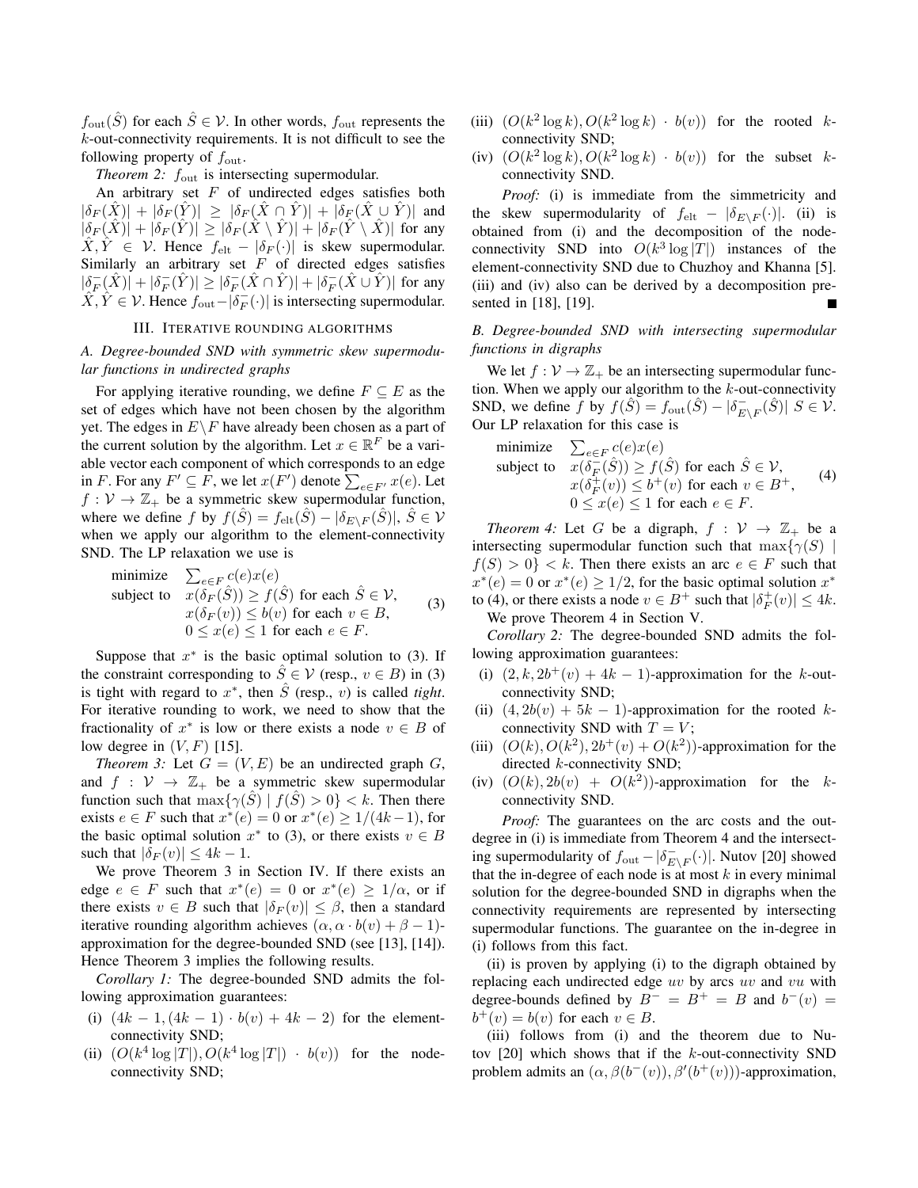$f_{\rm out}(\hat{S})$ for each $\hat{S} \in \mathcal{V}$. In other words, $f_{\rm out}$ represents the $k$-out-connectivity requirements. It is not difficult to see the following property of $f_{\rm out}$.

*Theorem 2:* $f_{\rm out}$ is intersecting supermodular.

An arbitrary set $F$ of undirected edges satisfies both $|\delta_F(\hat{X})| + |\delta_F(\hat{Y})| \geq |\delta_F(\hat{X} \cap \hat{Y})| + |\delta_F(\hat{X} \cup \hat{Y})|$ and $|\delta_F(\hat{X})| + |\delta_F(\hat{Y})| \geq |\delta_F(\hat{X} \setminus \hat{Y})| + |\delta_F(\hat{Y} \setminus \hat{X})|$ for any $\hat{X}, \hat{Y} \in \mathcal{V}$. Hence $f_{\rm elt} - |\delta_F(\cdot)|$ is skew supermodular. Similarly an arbitrary set $F$ of directed edges satisfies $|\delta^-_F(\hat{X})| + |\delta^-_F(\hat{Y})| \geq |\delta^-_F(\hat{X} \cap \hat{Y})| + |\delta^-_F(\hat{X} \cup \hat{Y})|$ for any $\hat{X}, \hat{Y} \in \mathcal{V}$. Hence $f_{\rm out} - |\delta^-_F(\cdot)|$ is intersecting supermodular.

## III. Iterative rounding algorithms

### A. Degree-bounded SND with symmetric skew supermodular functions in undirected graphs

For applying iterative rounding, we define $F \subseteq E$ as the set of edges which have not been chosen by the algorithm yet. The edges in $E \setminus F$ have already been chosen as a part of the current solution by the algorithm. Let $x \in \mathbb{R}^F$ be a variable vector each component of which corresponds to an edge in $F$. For any $F' \subseteq F$, we let $x(F')$ denote $\sum_{e \in F'} x(e)$. Let $f : \mathcal{V} \to \mathbb{Z}_+$ be a symmetric skew supermodular function, where we define $f$ by $f(\hat{S}) = f_{\rm elt}(\hat{S}) - |\delta_{E \setminus F}(\hat{S})|$, $\hat{S} \in \mathcal{V}$ when we apply our algorithm to the element-connectivity SND. The LP relaxation we use is

$$
\begin{array}{ll}
\text{minimize} & \sum_{e \in F} c(e)x(e) \\
\text{subject to} & x(\delta_F(\hat{S})) \geq f(\hat{S}) \text{ for each } \hat{S} \in \mathcal{V}, \\
& x(\delta_F(v)) \leq b(v) \text{ for each } v \in B, \\
& 0 \leq x(e) \leq 1 \text{ for each } e \in F.
\end{array}
\tag{3}
$$

Suppose that $x^*$ is the basic optimal solution to (3). If the constraint corresponding to $\hat{S} \in \mathcal{V}$ (resp., $v \in B$) in (3) is tight with regard to $x^*$, then $\hat{S}$ (resp., $v$) is called *tight*. For iterative rounding to work, we need to show that the fractionality of $x^*$ is low or there exists a node $v \in B$ of low degree in $(V, F)$ [15].

*Theorem 3:* Let $G = (V, E)$ be an undirected graph $G$, and $f : \mathcal{V} \to \mathbb{Z}_+$ be a symmetric skew supermodular function such that $\max\{\gamma(\hat{S}) \mid f(\hat{S}) > 0\} < k$. Then there exists $e \in F$ such that $x^*(e) = 0$ or $x^*(e) \geq 1/(4k-1)$, for the basic optimal solution $x^*$ to (3), or there exists $v \in B$ such that $|\delta_F(v)| \leq 4k-1$.

We prove Theorem 3 in Section IV. If there exists an edge $e \in F$ such that $x^*(e) = 0$ or $x^*(e) \geq 1/\alpha$, or if there exists $v \in B$ such that $|\delta_F(v)| \leq \beta$, then a standard iterative rounding algorithm achieves $(\alpha, \alpha \cdot b(v) + \beta - 1)$-approximation for the degree-bounded SND (see [13], [14]). Hence Theorem 3 implies the following results.

*Corollary 1:* The degree-bounded SND admits the following approximation guarantees:

(i) $(4k-1, (4k-1) \cdot b(v) + 4k - 2)$ for the element-connectivity SND;
(ii) $(O(k^4 \log |T|), O(k^4 \log |T|) \cdot b(v))$ for the node-connectivity SND;
(iii) $(O(k^2 \log k), O(k^2 \log k) \cdot b(v))$ for the rooted $k$-connectivity SND;
(iv) $(O(k^2 \log k), O(k^2 \log k) \cdot b(v))$ for the subset $k$-connectivity SND.

*Proof:* (i) is immediate from the simmetricity and the skew supermodularity of $f_{\rm elt} - |\delta_{E \setminus F}(\cdot)|$. (ii) is obtained from (i) and the decomposition of the node-connectivity SND into $O(k^3 \log |T|)$ instances of the element-connectivity SND due to Chuzhoy and Khanna [5]. (iii) and (iv) also can be derived by a decomposition presented in [18], [19]. ∎

### B. Degree-bounded SND with intersecting supermodular functions in digraphs

We let $f : \mathcal{V} \to \mathbb{Z}_+$ be an intersecting supermodular function. When we apply our algorithm to the $k$-out-connectivity SND, we define $f$ by $f(\hat{S}) = f_{\rm out}(\hat{S}) - |\delta^-_{E \setminus F}(\hat{S})|$ $S \in \mathcal{V}$. Our LP relaxation for this case is

$$
\begin{array}{ll}
\text{minimize} & \sum_{e \in F} c(e)x(e) \\
\text{subject to} & x(\delta^-_F(\hat{S})) \geq f(\hat{S}) \text{ for each } \hat{S} \in \mathcal{V}, \\
& x(\delta^+_F(v)) \leq b^+(v) \text{ for each } v \in B^+, \\
& 0 \leq x(e) \leq 1 \text{ for each } e \in F.
\end{array}
\tag{4}
$$

*Theorem 4:* Let $G$ be a digraph, $f : \mathcal{V} \to \mathbb{Z}_+$ be a intersecting supermodular function such that $\max\{\gamma(S) \mid f(S) > 0\} < k$. Then there exists an arc $e \in F$ such that $x^*(e) = 0$ or $x^*(e) \geq 1/2$, for the basic optimal solution $x^*$ to (4), or there exists a node $v \in B^+$ such that $|\delta^+_F(v)| \leq 4k$.

We prove Theorem 4 in Section V.

*Corollary 2:* The degree-bounded SND admits the following approximation guarantees:

(i) $(2, k, 2b^+(v) + 4k - 1)$-approximation for the $k$-out-connectivity SND;
(ii) $(4, 2b(v) + 5k - 1)$-approximation for the rooted $k$-connectivity SND with $T = V$;
(iii) $(O(k), O(k^2), 2b^+(v) + O(k^2))$-approximation for the directed $k$-connectivity SND;
(iv) $(O(k), 2b(v) + O(k^2))$-approximation for the $k$-connectivity SND.

*Proof:* The guarantees on the arc costs and the out-degree in (i) is immediate from Theorem 4 and the intersecting supermodularity of $f_{\rm out} - |\delta^-_{E \setminus F}(\cdot)|$. Nutov [20] showed that the in-degree of each node is at most $k$ in every minimal solution for the degree-bounded SND in digraphs when the connectivity requirements are represented by intersecting supermodular functions. The guarantee on the in-degree in (i) follows from this fact.

(ii) is proven by applying (i) to the digraph obtained by replacing each undirected edge $uv$ by arcs $uv$ and $vu$ with degree-bounds defined by $B^- = B^+ = B$ and $b^-(v) = b^+(v) = b(v)$ for each $v \in B$.

(iii) follows from (i) and the theorem due to Nutov [20] which shows that if the $k$-out-connectivity SND problem admits an $(\alpha, \beta(b^-(v)), \beta'(b^+(v)))$-approximation,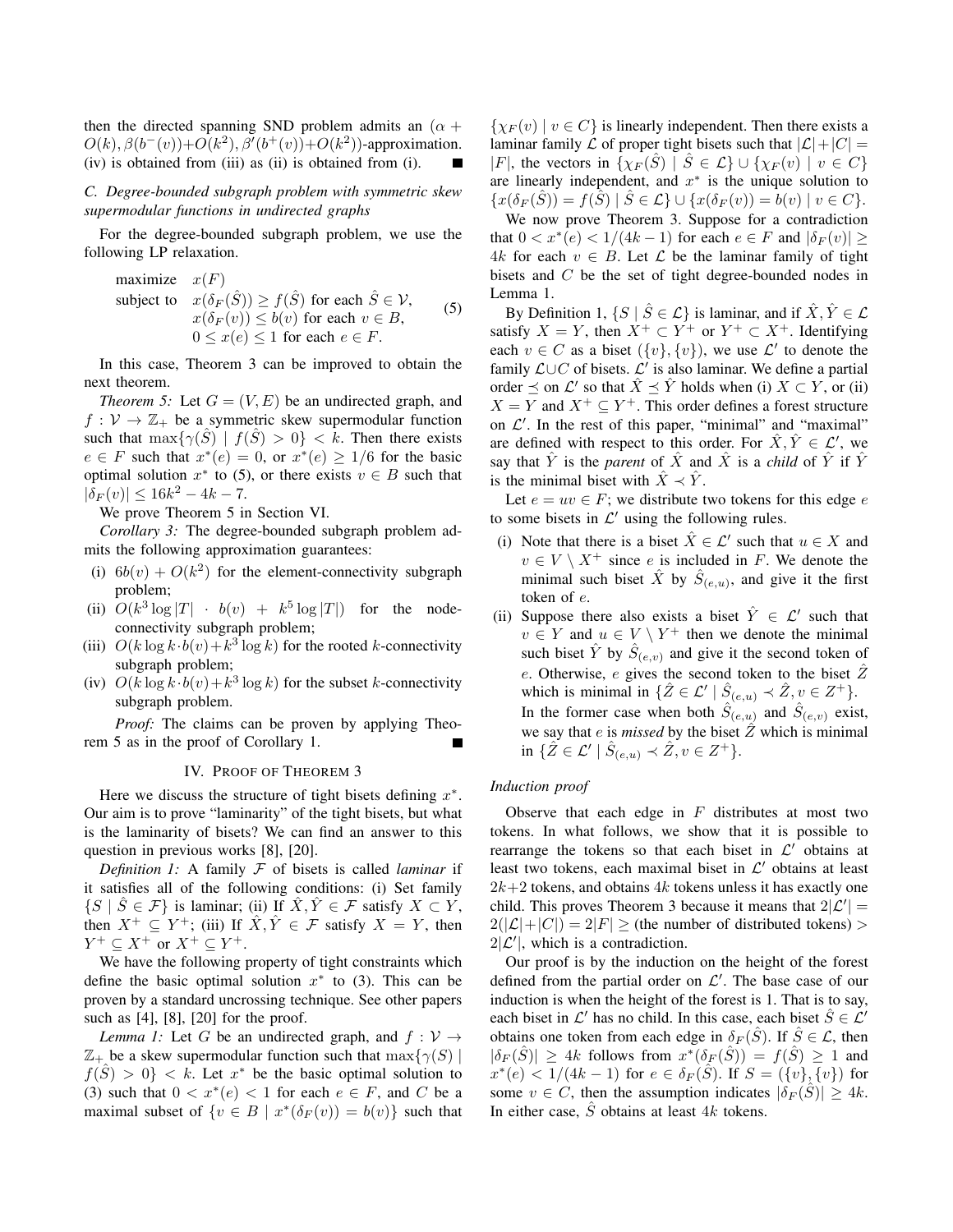then the directed spanning SND problem admits an $(\alpha + O(k), \beta(b^-(v))+O(k^2), \beta'(b^+(v))+O(k^2))$-approximation. (iv) is obtained from (iii) as (ii) is obtained from (i). ∎

### C. Degree-bounded subgraph problem with symmetric skew supermodular functions in undirected graphs

For the degree-bounded subgraph problem, we use the following LP relaxation.

$$\begin{aligned} \text{maximize} \quad & x(F) \\ \text{subject to} \quad & x(\delta_F(\hat{S})) \geq f(\hat{S}) \text{ for each } \hat{S} \in \mathcal{V}, \\ & x(\delta_F(v)) \leq b(v) \text{ for each } v \in B, \\ & 0 \leq x(e) \leq 1 \text{ for each } e \in F. \end{aligned} \tag{5}$$

In this case, Theorem 3 can be improved to obtain the next theorem.

*Theorem 5:* Let $G = (V, E)$ be an undirected graph, and $f : \mathcal{V} \rightarrow \mathbb{Z}_+$ be a symmetric skew supermodular function such that $\max\{\gamma(\hat{S}) \mid f(\hat{S}) > 0\} < k$. Then there exists $e \in F$ such that $x^*(e) = 0$, or $x^*(e) \geq 1/6$ for the basic optimal solution $x^*$ to (5), or there exists $v \in B$ such that $|\delta_F(v)| \leq 16k^2 - 4k - 7$.

We prove Theorem 5 in Section VI.

*Corollary 3:* The degree-bounded subgraph problem admits the following approximation guarantees:

(i) $6b(v) + O(k^2)$ for the element-connectivity subgraph problem;

(ii) $O(k^3 \log |T| \cdot b(v) + k^5 \log |T|)$ for the node-connectivity subgraph problem;

(iii) $O(k \log k \cdot b(v) + k^3 \log k)$ for the rooted $k$-connectivity subgraph problem;

(iv) $O(k \log k \cdot b(v) + k^3 \log k)$ for the subset $k$-connectivity subgraph problem.

*Proof:* The claims can be proven by applying Theorem 5 as in the proof of Corollary 1. ∎

## IV. Proof of Theorem 3

Here we discuss the structure of tight bisets defining $x^*$. Our aim is to prove "laminarity" of the tight bisets, but what is the laminarity of bisets? We can find an answer to this question in previous works [8], [20].

*Definition 1:* A family $\mathcal{F}$ of bisets is called *laminar* if it satisfies all of the following conditions: (i) Set family $\{S \mid \hat{S} \in \mathcal{F}\}$ is laminar; (ii) If $\hat{X}, \hat{Y} \in \mathcal{F}$ satisfy $X \subset Y$, then $X^+ \subseteq Y^+$; (iii) If $\hat{X}, \hat{Y} \in \mathcal{F}$ satisfy $X = Y$, then $Y^+ \subseteq X^+$ or $X^+ \subseteq Y^+$.

We have the following property of tight constraints which define the basic optimal solution $x^*$ to (3). This can be proven by a standard uncrossing technique. See other papers such as [4], [8], [20] for the proof.

*Lemma 1:* Let $G$ be an undirected graph, and $f : \mathcal{V} \rightarrow \mathbb{Z}_+$ be a skew supermodular function such that $\max\{\gamma(S) \mid f(\hat{S}) > 0\} < k$. Let $x^*$ be the basic optimal solution to (3) such that $0 < x^*(e) < 1$ for each $e \in F$, and $C$ be a maximal subset of $\{v \in B \mid x^*(\delta_F(v)) = b(v)\}$ such that $\{\chi_F(v) \mid v \in C\}$ is linearly independent. Then there exists a laminar family $\mathcal{L}$ of proper tight bisets such that $|\mathcal{L}|+|C| = |F|$, the vectors in $\{\chi_F(\hat{S}) \mid \hat{S} \in \mathcal{L}\} \cup \{\chi_F(v) \mid v \in C\}$ are linearly independent, and $x^*$ is the unique solution to $\{x(\delta_F(\hat{S})) = f(\hat{S}) \mid \hat{S} \in \mathcal{L}\} \cup \{x(\delta_F(v)) = b(v) \mid v \in C\}$.

We now prove Theorem 3. Suppose for a contradiction that $0 < x^*(e) < 1/(4k-1)$ for each $e \in F$ and $|\delta_F(v)| \geq 4k$ for each $v \in B$. Let $\mathcal{L}$ be the laminar family of tight bisets and $C$ be the set of tight degree-bounded nodes in Lemma 1.

By Definition 1, $\{S \mid \hat{S} \in \mathcal{L}\}$ is laminar, and if $\hat{X}, \hat{Y} \in \mathcal{L}$ satisfy $X = Y$, then $X^+ \subset Y^+$ or $Y^+ \subset X^+$. Identifying each $v \in C$ as a biset $(\{v\}, \{v\})$, we use $\mathcal{L}'$ to denote the family $\mathcal{L} \cup C$ of bisets. $\mathcal{L}'$ is also laminar. We define a partial order $\preceq$ on $\mathcal{L}'$ so that $\hat{X} \preceq \hat{Y}$ holds when (i) $X \subset Y$, or (ii) $X = Y$ and $X^+ \subseteq Y^+$. This order defines a forest structure on $\mathcal{L}'$. In the rest of this paper, "minimal" and "maximal" are defined with respect to this order. For $\hat{X}, \hat{Y} \in \mathcal{L}'$, we say that $\hat{Y}$ is the *parent* of $\hat{X}$ and $\hat{X}$ is a *child* of $\hat{Y}$ if $\hat{Y}$ is the minimal biset with $\hat{X} \prec \hat{Y}$.

Let $e = uv \in F$; we distribute two tokens for this edge $e$ to some bisets in $\mathcal{L}'$ using the following rules.

(i) Note that there is a biset $\hat{X} \in \mathcal{L}'$ such that $u \in X$ and $v \in V \setminus X^+$ since $e$ is included in $F$. We denote the minimal such biset $\hat{X}$ by $\hat{S}_{(e,u)}$, and give it the first token of $e$.

(ii) Suppose there also exists a biset $\hat{Y} \in \mathcal{L}'$ such that $v \in Y$ and $u \in V \setminus Y^+$ then we denote the minimal such biset $\hat{Y}$ by $\hat{S}_{(e,v)}$ and give it the second token of $e$. Otherwise, $e$ gives the second token to the biset $\hat{Z}$ which is minimal in $\{\hat{Z} \in \mathcal{L}' \mid \hat{S}_{(e,u)} \prec \hat{Z}, v \in Z^+\}$. In the former case when both $\hat{S}_{(e,u)}$ and $\hat{S}_{(e,v)}$ exist, we say that $e$ is *missed* by the biset $\hat{Z}$ which is minimal in $\{\hat{Z} \in \mathcal{L}' \mid \hat{S}_{(e,u)} \prec \hat{Z}, v \in Z^+\}$.

#### Induction proof

Observe that each edge in $F$ distributes at most two tokens. In what follows, we show that it is possible to rearrange the tokens so that each biset in $\mathcal{L}'$ obtains at least two tokens, each maximal biset in $\mathcal{L}'$ obtains at least $2k+2$ tokens, and obtains $4k$ tokens unless it has exactly one child. This proves Theorem 3 because it means that $2|\mathcal{L}'| = 2(|\mathcal{L}|+|C|) = 2|F| \geq$ (the number of distributed tokens) $> 2|\mathcal{L}'|$, which is a contradiction.

Our proof is by the induction on the height of the forest defined from the partial order on $\mathcal{L}'$. The base case of our induction is when the height of the forest is 1. That is to say, each biset in $\mathcal{L}'$ has no child. In this case, each biset $\hat{S} \in \mathcal{L}'$ obtains one token from each edge in $\delta_F(\hat{S})$. If $\hat{S} \in \mathcal{L}$, then $|\delta_F(\hat{S})| \geq 4k$ follows from $x^*(\delta_F(\hat{S})) = f(\hat{S}) \geq 1$ and $x^*(e) < 1/(4k-1)$ for $e \in \delta_F(\hat{S})$. If $S = (\{v\}, \{v\})$ for some $v \in C$, then the assumption indicates $|\delta_F(\hat{S})| \geq 4k$. In either case, $\hat{S}$ obtains at least $4k$ tokens.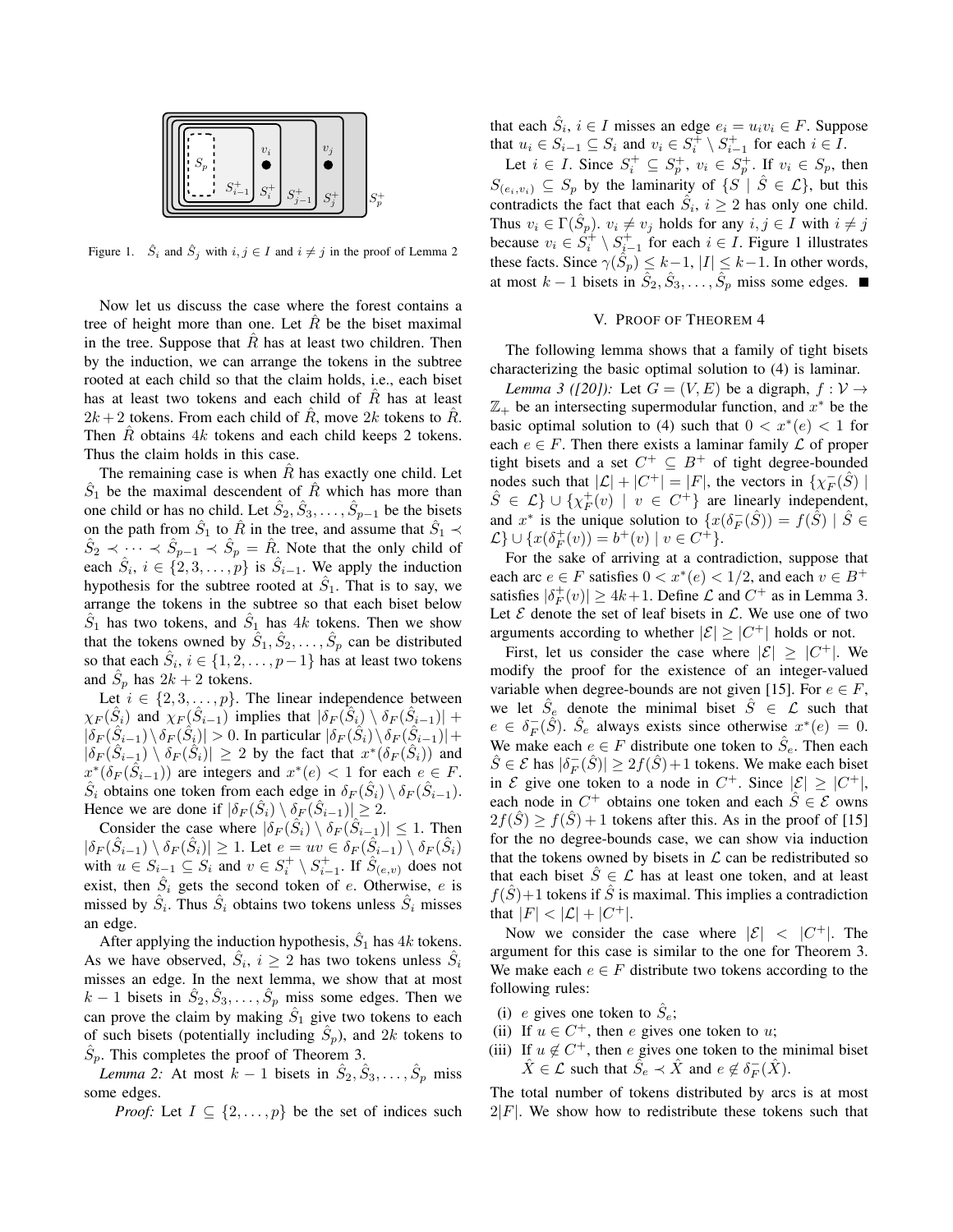Figure 1. $\hat{S}_i$ and $\hat{S}_j$ with $i, j \in I$ and $i \neq j$ in the proof of Lemma 2

Now let us discuss the case where the forest contains a tree of height more than one. Let $\hat{R}$ be the biset maximal in the tree. Suppose that $\hat{R}$ has at least two children. Then by the induction, we can arrange the tokens in the subtree rooted at each child so that the claim holds, i.e., each biset has at least two tokens and each child of $\hat{R}$ has at least $2k+2$ tokens. From each child of $\hat{R}$, move $2k$ tokens to $\hat{R}$. Then $\hat{R}$ obtains $4k$ tokens and each child keeps 2 tokens. Thus the claim holds in this case.

The remaining case is when $\hat{R}$ has exactly one child. Let $\hat{S}_1$ be the maximal descendent of $\hat{R}$ which has more than one child or has no child. Let $\hat{S}_2, \hat{S}_3, \ldots, \hat{S}_{p-1}$ be the bisets on the path from $\hat{S}_1$ to $\hat{R}$ in the tree, and assume that $\hat{S}_1 \prec \hat{S}_2 \prec \cdots \prec \hat{S}_{p-1} \prec \hat{S}_p = \hat{R}$. Note that the only child of each $\hat{S}_i$, $i \in \{2, 3, \ldots, p\}$ is $\hat{S}_{i-1}$. We apply the induction hypothesis for the subtree rooted at $\hat{S}_1$. That is to say, we arrange the tokens in the subtree so that each biset below $\hat{S}_1$ has two tokens, and $\hat{S}_1$ has $4k$ tokens. Then we show that the tokens owned by $\hat{S}_1, \hat{S}_2, \ldots, \hat{S}_p$ can be distributed so that each $\hat{S}_i$, $i \in \{1, 2, \ldots, p-1\}$ has at least two tokens and $\hat{S}_p$ has $2k+2$ tokens.

Let $i \in \{2, 3, \ldots, p\}$. The linear independence between $\chi_F(\hat{S}_i)$ and $\chi_F(\hat{S}_{i-1})$ implies that $|\delta_F(\hat{S}_i) \setminus \delta_F(\hat{S}_{i-1})| + |\delta_F(\hat{S}_{i-1}) \setminus \delta_F(\hat{S}_i)| > 0$. In particular $|\delta_F(\hat{S}_i) \setminus \delta_F(\hat{S}_{i-1})| + |\delta_F(\hat{S}_{i-1}) \setminus \delta_F(\hat{S}_i)| \geq 2$ by the fact that $x^*(\delta_F(\hat{S}_i))$ and $x^*(\delta_F(\hat{S}_{i-1}))$ are integers and $x^*(e) < 1$ for each $e \in F$. $\hat{S}_i$ obtains one token from each edge in $\delta_F(\hat{S}_i) \setminus \delta_F(\hat{S}_{i-1})$. Hence we are done if $|\delta_F(\hat{S}_i) \setminus \delta_F(\hat{S}_{i-1})| \geq 2$.

Consider the case where $|\delta_F(\hat{S}_i) \setminus \delta_F(\hat{S}_{i-1})| \leq 1$. Then $|\delta_F(\hat{S}_{i-1}) \setminus \delta_F(\hat{S}_i)| \geq 1$. Let $e = uv \in \delta_F(\hat{S}_{i-1}) \setminus \delta_F(\hat{S}_i)$ with $u \in S_{i-1} \subseteq S_i$ and $v \in S_i^+ \setminus S_{i-1}^+$. If $\hat{S}_{(e,v)}$ does not exist, then $\hat{S}_i$ gets the second token of $e$. Otherwise, $e$ is missed by $\hat{S}_i$. Thus $\hat{S}_i$ obtains two tokens unless $\hat{S}_i$ misses an edge.

After applying the induction hypothesis, $\hat{S}_1$ has $4k$ tokens. As we have observed, $\hat{S}_i$, $i \geq 2$ has two tokens unless $\hat{S}_i$ misses an edge. In the next lemma, we show that at most $k-1$ bisets in $\hat{S}_2, \hat{S}_3, \ldots, \hat{S}_p$ miss some edges. Then we can prove the claim by making $\hat{S}_1$ give two tokens to each of such bisets (potentially including $\hat{S}_p$), and $2k$ tokens to $\hat{S}_p$. This completes the proof of Theorem 3.

*Lemma 2:* At most $k-1$ bisets in $\hat{S}_2, \hat{S}_3, \ldots, \hat{S}_p$ miss some edges.

*Proof:* Let $I \subseteq \{2, \ldots, p\}$ be the set of indices such that each $\hat{S}_i$, $i \in I$ misses an edge $e_i = u_i v_i \in F$. Suppose that $u_i \in S_{i-1} \subseteq S_i$ and $v_i \in S_i^+ \setminus S_{i-1}^+$ for each $i \in I$.

Let $i \in I$. Since $S_i^+ \subseteq S_p^+$, $v_i \in S_p^+$. If $v_i \in S_p$, then $S_{(e_i, v_i)} \subseteq S_p$ by the laminarity of $\{S \mid \hat{S} \in \mathcal{L}\}$, but this contradicts the fact that each $\hat{S}_i$, $i \geq 2$ has only one child. Thus $v_i \in \Gamma(\hat{S}_p)$. $v_i \neq v_j$ holds for any $i, j \in I$ with $i \neq j$ because $v_i \in S_i^+ \setminus S_{i-1}^+$ for each $i \in I$. Figure 1 illustrates these facts. Since $\gamma(\hat{S}_p) \leq k-1$, $|I| \leq k-1$. In other words, at most $k-1$ bisets in $\hat{S}_2, \hat{S}_3, \ldots, \hat{S}_p$ miss some edges. ■

## V. Proof of Theorem 4

The following lemma shows that a family of tight bisets characterizing the basic optimal solution to (4) is laminar.

*Lemma 3 ([20]):* Let $G = (V, E)$ be a digraph, $f : \mathcal{V} \to \mathbb{Z}_+$ be an intersecting supermodular function, and $x^*$ be the basic optimal solution to (4) such that $0 < x^*(e) < 1$ for each $e \in F$. Then there exists a laminar family $\mathcal{L}$ of proper tight bisets and a set $C^+ \subseteq B^+$ of tight degree-bounded nodes such that $|\mathcal{L}| + |C^+| = |F|$, the vectors in $\{\chi_F^-(\hat{S}) \mid \hat{S} \in \mathcal{L}\} \cup \{\chi_F^+(v) \mid v \in C^+\}$ are linearly independent, and $x^*$ is the unique solution to $\{x(\delta_F^-(\hat{S})) = f(\hat{S}) \mid \hat{S} \in \mathcal{L}\} \cup \{x(\delta_F^+(v)) = b^+(v) \mid v \in C^+\}$.

For the sake of arriving at a contradiction, suppose that each arc $e \in F$ satisfies $0 < x^*(e) < 1/2$, and each $v \in B^+$ satisfies $|\delta_F^+(v)| \geq 4k+1$. Define $\mathcal{L}$ and $C^+$ as in Lemma 3. Let $\mathcal{E}$ denote the set of leaf bisets in $\mathcal{L}$. We use one of two arguments according to whether $|\mathcal{E}| \geq |C^+|$ holds or not.

First, let us consider the case where $|\mathcal{E}| \geq |C^+|$. We modify the proof for the existence of an integer-valued variable when degree-bounds are not given [15]. For $e \in F$, we let $\hat{S}_e$ denote the minimal biset $\hat{S} \in \mathcal{L}$ such that $e \in \delta_F^-(\hat{S})$. $\hat{S}_e$ always exists since otherwise $x^*(e) = 0$. We make each $e \in F$ distribute one token to $\hat{S}_e$. Then each $\hat{S} \in \mathcal{E}$ has $|\delta_F^-(\hat{S})| \geq 2f(\hat{S}) + 1$ tokens. We make each biset in $\mathcal{E}$ give one token to a node in $C^+$. Since $|\mathcal{E}| \geq |C^+|$, each node in $C^+$ obtains one token and each $\hat{S} \in \mathcal{E}$ owns $2f(\hat{S}) \geq f(\hat{S}) + 1$ tokens after this. As in the proof of [15] for the no degree-bounds case, we can show via induction that the tokens owned by bisets in $\mathcal{L}$ can be redistributed so that each biset $\hat{S} \in \mathcal{L}$ has at least one token, and at least $f(\hat{S}) + 1$ tokens if $\hat{S}$ is maximal. This implies a contradiction that $|F| < |\mathcal{L}| + |C^+|$.

Now we consider the case where $|\mathcal{E}| < |C^+|$. The argument for this case is similar to the one for Theorem 3. We make each $e \in F$ distribute two tokens according to the following rules:

(i) $e$ gives one token to $\hat{S}_e$;
(ii) If $u \in C^+$, then $e$ gives one token to $u$;
(iii) If $u \notin C^+$, then $e$ gives one token to the minimal biset $\hat{X} \in \mathcal{L}$ such that $\hat{S}_e \prec \hat{X}$ and $e \notin \delta_F^-(\hat{X})$.

The total number of tokens distributed by arcs is at most $2|F|$. We show how to redistribute these tokens such that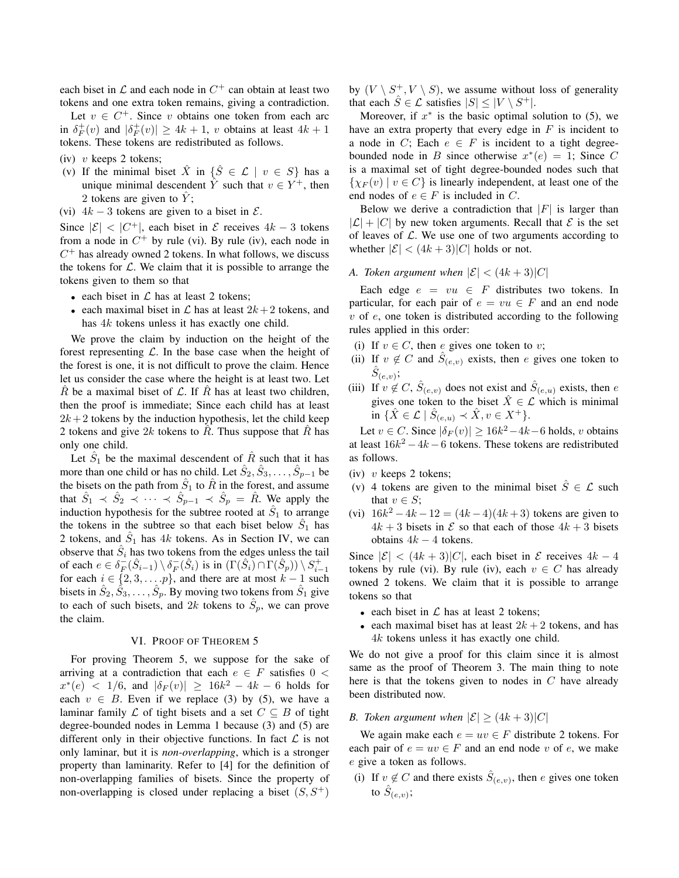each biset in $\mathcal{L}$ and each node in $C^+$ can obtain at least two tokens and one extra token remains, giving a contradiction.

Let $v \in C^+$. Since $v$ obtains one token from each arc in $\delta_F^+(v)$ and $|\delta_F^+(v)| \geq 4k+1$, $v$ obtains at least $4k+1$ tokens. These tokens are redistributed as follows.

(iv) $v$ keeps 2 tokens;

(v) If the minimal biset $\hat{X}$ in $\{\hat{S} \in \mathcal{L} \mid v \in S\}$ has a unique minimal descendent $\hat{Y}$ such that $v \in Y^+$, then 2 tokens are given to $\hat{Y}$;

(vi) $4k-3$ tokens are given to a biset in $\mathcal{E}$.

Since $|\mathcal{E}| < |C^+|$, each biset in $\mathcal{E}$ receives $4k-3$ tokens from a node in $C^+$ by rule (vi). By rule (iv), each node in $C^+$ has already owned 2 tokens. In what follows, we discuss the tokens for $\mathcal{L}$. We claim that it is possible to arrange the tokens given to them so that

- each biset in $\mathcal{L}$ has at least 2 tokens;
- each maximal biset in $\mathcal{L}$ has at least $2k+2$ tokens, and has $4k$ tokens unless it has exactly one child.

We prove the claim by induction on the height of the forest representing $\mathcal{L}$. In the base case when the height of the forest is one, it is not difficult to prove the claim. Hence let us consider the case where the height is at least two. Let $\hat{R}$ be a maximal biset of $\mathcal{L}$. If $\hat{R}$ has at least two children, then the proof is immediate; Since each child has at least $2k+2$ tokens by the induction hypothesis, let the child keep 2 tokens and give $2k$ tokens to $\hat{R}$. Thus suppose that $\hat{R}$ has only one child.

Let $\hat{S}_1$ be the maximal descendent of $\hat{R}$ such that it has more than one child or has no child. Let $\hat{S}_2, \hat{S}_3, \ldots, \hat{S}_{p-1}$ be the bisets on the path from $\hat{S}_1$ to $\hat{R}$ in the forest, and assume that $\hat{S}_1 \prec \hat{S}_2 \prec \cdots \prec \hat{S}_{p-1} \prec \hat{S}_p = \hat{R}$. We apply the induction hypothesis for the subtree rooted at $\hat{S}_1$ to arrange the tokens in the subtree so that each biset below $\hat{S}_1$ has 2 tokens, and $\hat{S}_1$ has $4k$ tokens. As in Section IV, we can observe that $\hat{S}_i$ has two tokens from the edges unless the tail of each $e \in \delta_F^-(\hat{S}_{i-1}) \setminus \delta_F^-(\hat{S}_i)$ is in $(\Gamma(\hat{S}_i) \cap \Gamma(\hat{S}_p)) \setminus S_{i-1}^+$ for each $i \in \{2, 3, \ldots, p\}$, and there are at most $k-1$ such bisets in $\hat{S}_2, \hat{S}_3, \ldots, \hat{S}_p$. By moving two tokens from $\hat{S}_1$ give to each of such bisets, and $2k$ tokens to $\hat{S}_p$, we can prove the claim.

## VI. Proof of Theorem 5

For proving Theorem 5, we suppose for the sake of arriving at a contradiction that each $e \in F$ satisfies $0 < x^*(e) < 1/6$, and $|\delta_F(v)| \geq 16k^2 - 4k - 6$ holds for each $v \in B$. Even if we replace (3) by (5), we have a laminar family $\mathcal{L}$ of tight bisets and a set $C \subseteq B$ of tight degree-bounded nodes in Lemma 1 because (3) and (5) are different only in their objective functions. In fact $\mathcal{L}$ is not only laminar, but it is *non-overlapping*, which is a stronger property than laminarity. Refer to [4] for the definition of non-overlapping families of bisets. Since the property of non-overlapping is closed under replacing a biset $(S, S^+)$ by $(V \setminus S^+, V \setminus S)$, we assume without loss of generality that each $\hat{S} \in \mathcal{L}$ satisfies $|S| \leq |V \setminus S^+|$.

Moreover, if $x^*$ is the basic optimal solution to (5), we have an extra property that every edge in $F$ is incident to a node in $C$; Each $e \in F$ is incident to a tight degree-bounded node in $B$ since otherwise $x^*(e) = 1$; Since $C$ is a maximal set of tight degree-bounded nodes such that $\{\chi_F(v) \mid v \in C\}$ is linearly independent, at least one of the end nodes of $e \in F$ is included in $C$.

Below we derive a contradiction that $|F|$ is larger than $|\mathcal{L}| + |C|$ by new token arguments. Recall that $\mathcal{E}$ is the set of leaves of $\mathcal{L}$. We use one of two arguments according to whether $|\mathcal{E}| < (4k+3)|C|$ holds or not.

### A. Token argument when $|\mathcal{E}| < (4k+3)|C|$

Each edge $e = vu \in F$ distributes two tokens. In particular, for each pair of $e = vu \in F$ and an end node $v$ of $e$, one token is distributed according to the following rules applied in this order:

(i) If $v \in C$, then $e$ gives one token to $v$;

(ii) If $v \notin C$ and $\hat{S}_{(e,v)}$ exists, then $e$ gives one token to $\hat{S}_{(e,v)}$;

(iii) If $v \notin C$, $\hat{S}_{(e,v)}$ does not exist and $\hat{S}_{(e,u)}$ exists, then $e$ gives one token to the biset $\hat{X} \in \mathcal{L}$ which is minimal in $\{\hat{X} \in \mathcal{L} \mid \hat{S}_{(e,u)} \prec \hat{X}, v \in X^+\}$.

Let $v \in C$. Since $|\delta_F(v)| \geq 16k^2 - 4k - 6$ holds, $v$ obtains at least $16k^2 - 4k - 6$ tokens. These tokens are redistributed as follows.

(iv) $v$ keeps 2 tokens;

(v) 4 tokens are given to the minimal biset $\hat{S} \in \mathcal{L}$ such that $v \in S$;

(vi) $16k^2 - 4k - 12 = (4k-4)(4k+3)$ tokens are given to $4k+3$ bisets in $\mathcal{E}$ so that each of those $4k+3$ bisets obtains $4k-4$ tokens.

Since $|\mathcal{E}| < (4k+3)|C|$, each biset in $\mathcal{E}$ receives $4k-4$ tokens by rule (vi). By rule (iv), each $v \in C$ has already owned 2 tokens. We claim that it is possible to arrange tokens so that

- each biset in $\mathcal{L}$ has at least 2 tokens;
- each maximal biset has at least $2k+2$ tokens, and has $4k$ tokens unless it has exactly one child.

We do not give a proof for this claim since it is almost same as the proof of Theorem 3. The main thing to note here is that the tokens given to nodes in $C$ have already been distributed now.

### B. Token argument when $|\mathcal{E}| \geq (4k+3)|C|$

We again make each $e = uv \in F$ distribute 2 tokens. For each pair of $e = uv \in F$ and an end node $v$ of $e$, we make $e$ give a token as follows.

(i) If $v \notin C$ and there exists $\hat{S}_{(e,v)}$, then $e$ gives one token to $\hat{S}_{(e,v)}$;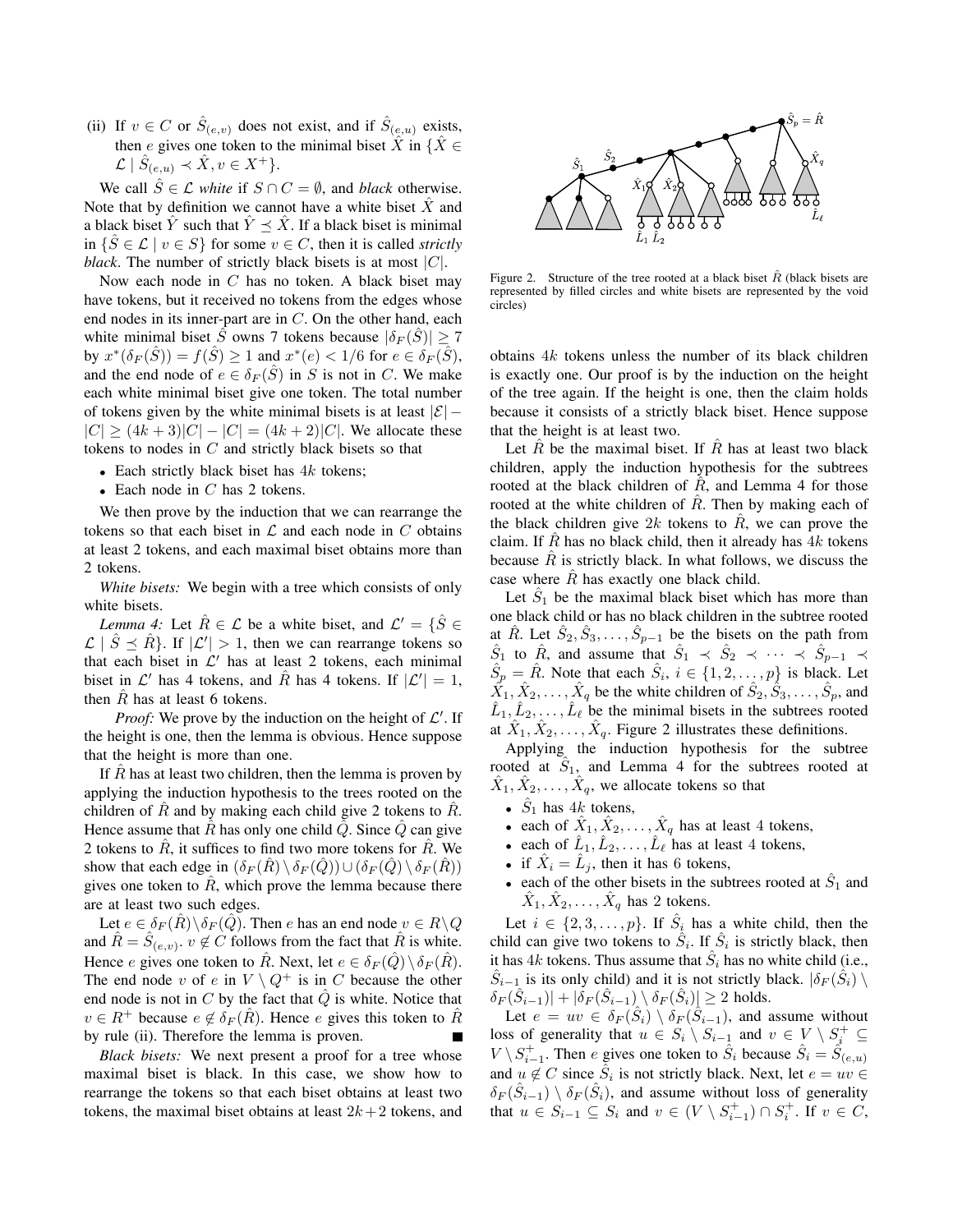(ii) If $v \in C$ or $\hat{S}_{(e,v)}$ does not exist, and if $\hat{S}_{(e,u)}$ exists, then $e$ gives one token to the minimal biset $\hat{X}$ in $\{\hat{X} \in \mathcal{L} \mid \hat{S}_{(e,u)} \prec \hat{X}, v \in X^+\}$.

We call $\hat{S} \in \mathcal{L}$ *white* if $S \cap C = \emptyset$, and *black* otherwise. Note that by definition we cannot have a white biset $\hat{X}$ and a black biset $\hat{Y}$ such that $\hat{Y} \preceq \hat{X}$. If a black biset is minimal in $\{\hat{S} \in \mathcal{L} \mid v \in S\}$ for some $v \in C$, then it is called *strictly black*. The number of strictly black bisets is at most $|C|$.

Now each node in $C$ has no token. A black biset may have tokens, but it received no tokens from the edges whose end nodes in its inner-part are in $C$. On the other hand, each white minimal biset $\hat{S}$ owns 7 tokens because $|\delta_F(\hat{S})| \geq 7$ by $x^*(\delta_F(\hat{S})) = f(\hat{S}) \geq 1$ and $x^*(e) < 1/6$ for $e \in \delta_F(\hat{S})$, and the end node of $e \in \delta_F(\hat{S})$ in $S$ is not in $C$. We make each white minimal biset give one token. The total number of tokens given by the white minimal bisets is at least $|\mathcal{E}| - |C| \geq (4k+3)|C| - |C| = (4k+2)|C|$. We allocate these tokens to nodes in $C$ and strictly black bisets so that

- Each strictly black biset has $4k$ tokens;
- Each node in $C$ has 2 tokens.

We then prove by the induction that we can rearrange the tokens so that each biset in $\mathcal{L}$ and each node in $C$ obtains at least 2 tokens, and each maximal biset obtains more than 2 tokens.

*White bisets:* We begin with a tree which consists of only white bisets.

*Lemma 4:* Let $\hat{R} \in \mathcal{L}$ be a white biset, and $\mathcal{L}' = \{\hat{S} \in \mathcal{L} \mid \hat{S} \preceq \hat{R}\}$. If $|\mathcal{L}'| > 1$, then we can rearrange tokens so that each biset in $\mathcal{L}'$ has at least 2 tokens, each minimal biset in $\mathcal{L}'$ has 4 tokens, and $\hat{R}$ has 4 tokens. If $|\mathcal{L}'| = 1$, then $\hat{R}$ has at least 6 tokens.

*Proof:* We prove by the induction on the height of $\mathcal{L}'$. If the height is one, then the lemma is obvious. Hence suppose that the height is more than one.

If $\hat{R}$ has at least two children, then the lemma is proven by applying the induction hypothesis to the trees rooted on the children of $\hat{R}$ and by making each child give 2 tokens to $\hat{R}$. Hence assume that $\hat{R}$ has only one child $\hat{Q}$. Since $\hat{Q}$ can give 2 tokens to $\hat{R}$, it suffices to find two more tokens for $\hat{R}$. We show that each edge in $(\delta_F(\hat{R}) \setminus \delta_F(\hat{Q})) \cup (\delta_F(\hat{Q}) \setminus \delta_F(\hat{R}))$ gives one token to $\hat{R}$, which prove the lemma because there are at least two such edges.

Let $e \in \delta_F(\hat{R}) \setminus \delta_F(\hat{Q})$. Then $e$ has an end node $v \in R \setminus Q$ and $\hat{R} = \hat{S}_{(e,v)}$. $v \notin C$ follows from the fact that $\hat{R}$ is white. Hence $e$ gives one token to $\hat{R}$. Next, let $e \in \delta_F(\hat{Q}) \setminus \delta_F(\hat{R})$. The end node $v$ of $e$ in $V \setminus Q^+$ is in $C$ because the other end node is not in $C$ by the fact that $\hat{Q}$ is white. Notice that $v \in R^+$ because $e \notin \delta_F(\hat{R})$. Hence $e$ gives this token to $\hat{R}$ by rule (ii). Therefore the lemma is proven. ∎

*Black bisets:* We next present a proof for a tree whose maximal biset is black. In this case, we show how to rearrange the tokens so that each biset obtains at least two tokens, the maximal biset obtains at least $2k+2$ tokens, and obtains $4k$ tokens unless the number of its black children is exactly one. Our proof is by the induction on the height of the tree again. If the height is one, then the claim holds because it consists of a strictly black biset. Hence suppose that the height is at least two.

Figure 2. Structure of the tree rooted at a black biset $\hat{R}$ (black bisets are represented by filled circles and white bisets are represented by the void circles)

Let $\hat{R}$ be the maximal biset. If $\hat{R}$ has at least two black children, apply the induction hypothesis for the subtrees rooted at the black children of $\hat{R}$, and Lemma 4 for those rooted at the white children of $\hat{R}$. Then by making each of the black children give $2k$ tokens to $\hat{R}$, we can prove the claim. If $\hat{R}$ has no black child, then it already has $4k$ tokens because $\hat{R}$ is strictly black. In what follows, we discuss the case where $\hat{R}$ has exactly one black child.

Let $\hat{S}_1$ be the maximal black biset which has more than one black child or has no black children in the subtree rooted at $\hat{R}$. Let $\hat{S}_2, \hat{S}_3, \ldots, \hat{S}_{p-1}$ be the bisets on the path from $\hat{S}_1$ to $\hat{R}$, and assume that $\hat{S}_1 \prec \hat{S}_2 \prec \cdots \prec \hat{S}_{p-1} \prec \hat{S}_p = \hat{R}$. Note that each $\hat{S}_i$, $i \in \{1, 2, \ldots, p\}$ is black. Let $\hat{X}_1, \hat{X}_2, \ldots, \hat{X}_q$ be the white children of $\hat{S}_2, \hat{S}_3, \ldots, \hat{S}_p$, and $\hat{L}_1, \hat{L}_2, \ldots, \hat{L}_\ell$ be the minimal bisets in the subtrees rooted at $\hat{X}_1, \hat{X}_2, \ldots, \hat{X}_q$. Figure 2 illustrates these definitions.

Applying the induction hypothesis for the subtree rooted at $\hat{S}_1$, and Lemma 4 for the subtrees rooted at $\hat{X}_1, \hat{X}_2, \ldots, \hat{X}_q$, we allocate tokens so that

- $\hat{S}_1$ has $4k$ tokens,
- each of $\hat{X}_1, \hat{X}_2, \ldots, \hat{X}_q$ has at least 4 tokens,
- each of $\hat{L}_1, \hat{L}_2, \ldots, \hat{L}_\ell$ has at least 4 tokens,
- if $\hat{X}_i = \hat{L}_j$, then it has 6 tokens,
- each of the other bisets in the subtrees rooted at $\hat{S}_1$ and $\hat{X}_1, \hat{X}_2, \ldots, \hat{X}_q$ has 2 tokens.

Let $i \in \{2, 3, \ldots, p\}$. If $\hat{S}_i$ has a white child, then the child can give two tokens to $\hat{S}_i$. If $\hat{S}_i$ is strictly black, then it has $4k$ tokens. Thus assume that $\hat{S}_i$ has no white child (i.e., $\hat{S}_{i-1}$ is its only child) and it is not strictly black. $|\delta_F(\hat{S}_i) \setminus \delta_F(\hat{S}_{i-1})| + |\delta_F(\hat{S}_{i-1}) \setminus \delta_F(\hat{S}_i)| \geq 2$ holds.

Let $e = uv \in \delta_F(\hat{S}_i) \setminus \delta_F(\hat{S}_{i-1})$, and assume without loss of generality that $u \in S_i \setminus S_{i-1}$ and $v \in V \setminus S_i^+ \subseteq V \setminus S_{i-1}^+$. Then $e$ gives one token to $\hat{S}_i$ because $\hat{S}_i = \hat{S}_{(e,u)}$ and $u \notin C$ since $\hat{S}_i$ is not strictly black. Next, let $e = uv \in \delta_F(\hat{S}_{i-1}) \setminus \delta_F(\hat{S}_i)$, and assume without loss of generality that $u \in S_{i-1} \subseteq S_i$ and $v \in (V \setminus S_{i-1}^+) \cap S_i^+$. If $v \in C$,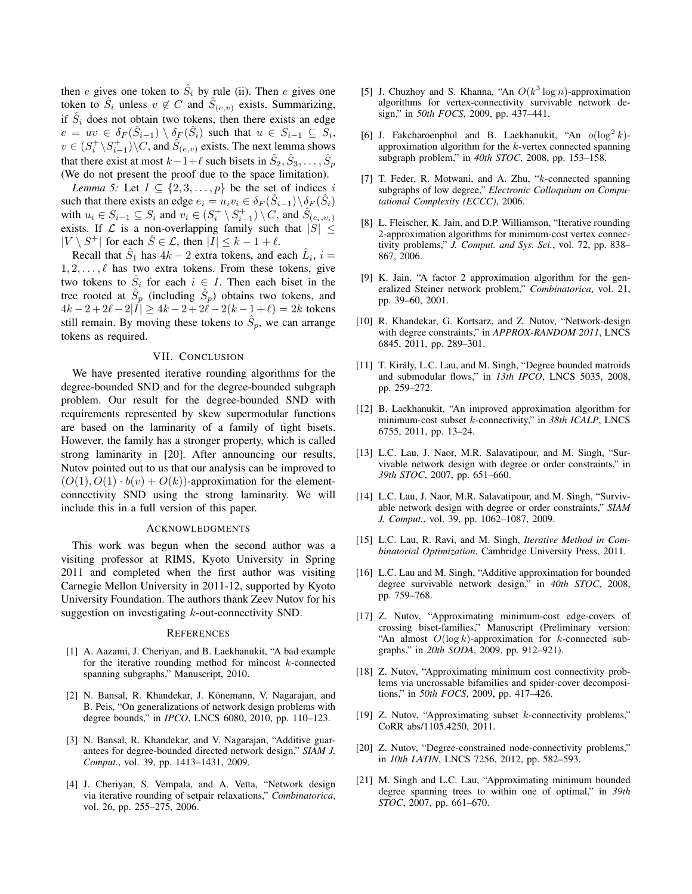then $e$ gives one token to $\hat{S}_i$ by rule (ii). Then $e$ gives one token to $\hat{S}_i$ unless $v \notin C$ and $\hat{S}_{(e,v)}$ exists. Summarizing, if $\hat{S}_i$ does not obtain two tokens, then there exists an edge $e = uv \in \delta_F(\hat{S}_{i-1}) \setminus \delta_F(\hat{S}_i)$ such that $u \in S_{i-1} \subseteq S_i$, $v \in (S_i^+ \setminus S_{i-1}^+) \setminus C$, and $\hat{S}_{(e,v)}$ exists. The next lemma shows that there exist at most $k-1+\ell$ such bisets in $\hat{S}_2, \hat{S}_3, \ldots, \hat{S}_p$ (We do not present the proof due to the space limitation).

*Lemma 5:* Let $I \subseteq \{2, 3, \ldots, p\}$ be the set of indices $i$ such that there exists an edge $e_i = u_i v_i \in \delta_F(\hat{S}_{i-1}) \setminus \delta_F(\hat{S}_i)$ with $u_i \in S_{i-1} \subseteq S_i$ and $v_i \in (S_i^+ \setminus S_{i-1}^+) \setminus C$, and $\hat{S}_{(e_i,v_i)}$ exists. If $\mathcal{L}$ is a non-overlapping family such that $|S| \leq |V \setminus S^+|$ for each $\hat{S} \in \mathcal{L}$, then $|I| \leq k - 1 + \ell$.

Recall that $\hat{S}_1$ has $4k-2$ extra tokens, and each $\hat{L}_i$, $i = 1, 2, \ldots, \ell$ has two extra tokens. From these tokens, give two tokens to $\hat{S}_i$ for each $i \in I$. Then each biset in the tree rooted at $\hat{S}_p$ (including $\hat{S}_p$) obtains two tokens, and $4k - 2 + 2\ell - 2|I| \geq 4k - 2 + 2\ell - 2(k - 1 + \ell) = 2k$ tokens still remain. By moving these tokens to $\hat{S}_p$, we can arrange tokens as required.

## VII. Conclusion

We have presented iterative rounding algorithms for the degree-bounded SND and for the degree-bounded subgraph problem. Our result for the degree-bounded SND with requirements represented by skew supermodular functions are based on the laminarity of a family of tight bisets. However, the family has a stronger property, which is called strong laminarity in [20]. After announcing our results, Nutov pointed out to us that our analysis can be improved to $(O(1), O(1) \cdot b(v) + O(k))$-approximation for the element-connectivity SND using the strong laminarity. We will include this in a full version of this paper.

## Acknowledgments

This work was begun when the second author was a visiting professor at RIMS, Kyoto University in Spring 2011 and completed when the first author was visiting Carnegie Mellon University in 2011-12, supported by Kyoto University Foundation. The authors thank Zeev Nutov for his suggestion on investigating $k$-out-connectivity SND.

## References

[1] A. Aazami, J. Cheriyan, and B. Laekhanukit, "A bad example for the iterative rounding method for mincost $k$-connected spanning subgraphs," Manuscript, 2010.

[2] N. Bansal, R. Khandekar, J. Könemann, V. Nagarajan, and B. Peis, "On generalizations of network design problems with degree bounds," in *IPCO*, LNCS 6080, 2010, pp. 110–123.

[3] N. Bansal, R. Khandekar, and V. Nagarajan, "Additive guarantees for degree-bounded directed network design," *SIAM J. Comput.*, vol. 39, pp. 1413–1431, 2009.

[4] J. Cheriyan, S. Vempala, and A. Vetta, "Network design via iterative rounding of setpair relaxations," *Combinatorica*, vol. 26, pp. 255–275, 2006.

[5] J. Chuzhoy and S. Khanna, "An $O(k^3 \log n)$-approximation algorithms for vertex-connectivity survivable network design," in *50th FOCS*, 2009, pp. 437–441.

[6] J. Fakcharoenphol and B. Laekhanukit, "An $o(\log^2 k)$-approximation algorithm for the $k$-vertex connected spanning subgraph problem," in *40th STOC*, 2008, pp. 153–158.

[7] T. Feder, R. Motwani, and A. Zhu, "$k$-connected spanning subgraphs of low degree," *Electronic Colloquium on Computational Complexity (ECCC)*, 2006.

[8] L. Fleischer, K. Jain, and D.P. Williamson, "Iterative rounding 2-approximation algorithms for minimum-cost vertex connectivity problems," *J. Comput. and Sys. Sci.*, vol. 72, pp. 838–867, 2006.

[9] K. Jain, "A factor 2 approximation algorithm for the generalized Steiner network problem," *Combinatorica*, vol. 21, pp. 39–60, 2001.

[10] R. Khandekar, G. Kortsarz, and Z. Nutov, "Network-design with degree constraints," in *APPROX-RANDOM 2011*, LNCS 6845, 2011, pp. 289–301.

[11] T. Király, L.C. Lau, and M. Singh, "Degree bounded matroids and submodular flows," in *13th IPCO*, LNCS 5035, 2008, pp. 259–272.

[12] B. Laekhanukit, "An improved approximation algorithm for minimum-cost subset $k$-connectivity," in *38th ICALP*, LNCS 6755, 2011, pp. 13–24.

[13] L.C. Lau, J. Naor, M.R. Salavatipour, and M. Singh, "Survivable network design with degree or order constraints," in *39th STOC*, 2007, pp. 651–660.

[14] L.C. Lau, J. Naor, M.R. Salavatipour, and M. Singh, "Survivable network design with degree or order constraints," *SIAM J. Comput.*, vol. 39, pp. 1062–1087, 2009.

[15] L.C. Lau, R. Ravi, and M. Singh, *Iterative Method in Combinatorial Optimization*, Cambridge University Press, 2011.

[16] L.C. Lau and M. Singh, "Additive approximation for bounded degree survivable network design," in *40th STOC*, 2008, pp. 759–768.

[17] Z. Nutov, "Approximating minimum-cost edge-covers of crossing biset-families," Manuscript (Preliminary version: "An almost $O(\log k)$-approximation for $k$-connected subgraphs," in *20th SODA*, 2009, pp. 912–921).

[18] Z. Nutov, "Approximating minimum cost connectivity problems via uncrossable bifamilies and spider-cover decompositions," in *50th FOCS*, 2009, pp. 417–426.

[19] Z. Nutov, "Approximating subset $k$-connectivity problems," CoRR abs/1105.4250, 2011.

[20] Z. Nutov, "Degree-constrained node-connectivity problems," in *10th LATIN*, LNCS 7256, 2012, pp. 582–593.

[21] M. Singh and L.C. Lau, "Approximating minimum bounded degree spanning trees to within one of optimal," in *39th STOC*, 2007, pp. 661–670.